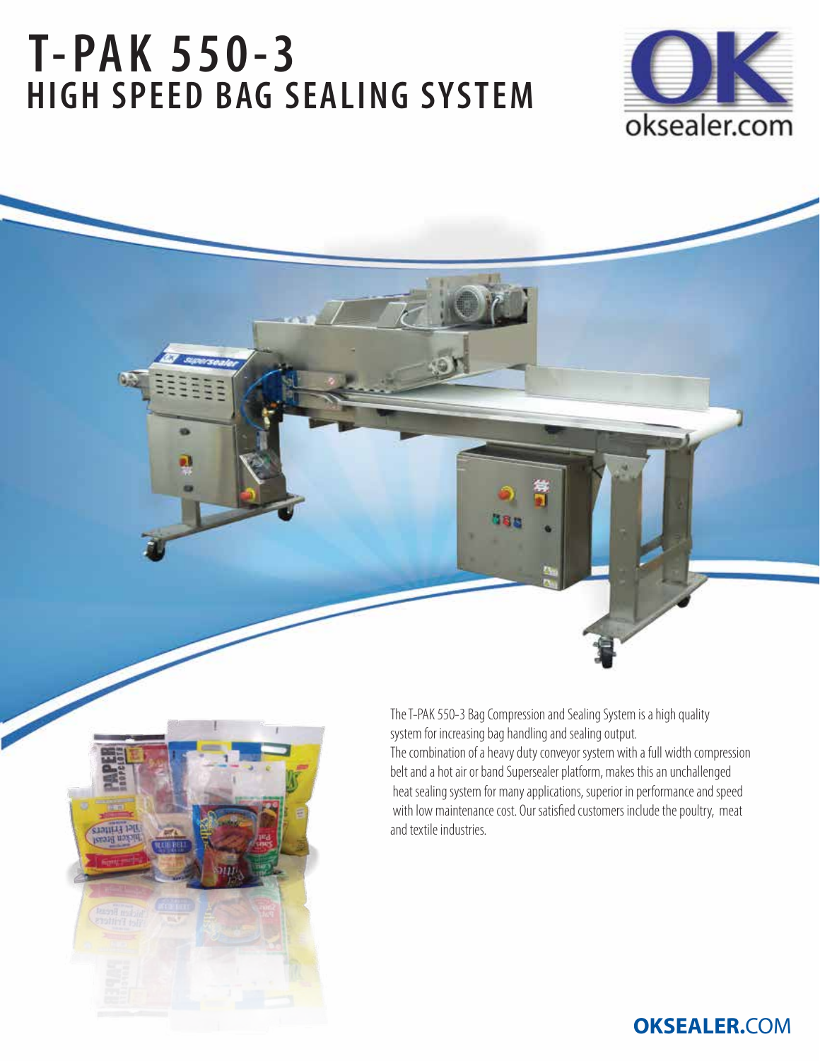# T-PAK 550-3
## HIGH SPEED BAG SEALING SYSTEM

oksealer.com

The T-PAK 550-3 Bag Compression and Sealing System is a high quality system for increasing bag handling and sealing output.
The combination of a heavy duty conveyor system with a full width compression belt and a hot air or band Supersealer platform, makes this an unchallenged heat sealing system for many applications, superior in performance and speed with low maintenance cost. Our satisfied customers include the poultry, meat and textile industries.

**OKSEALER.**COM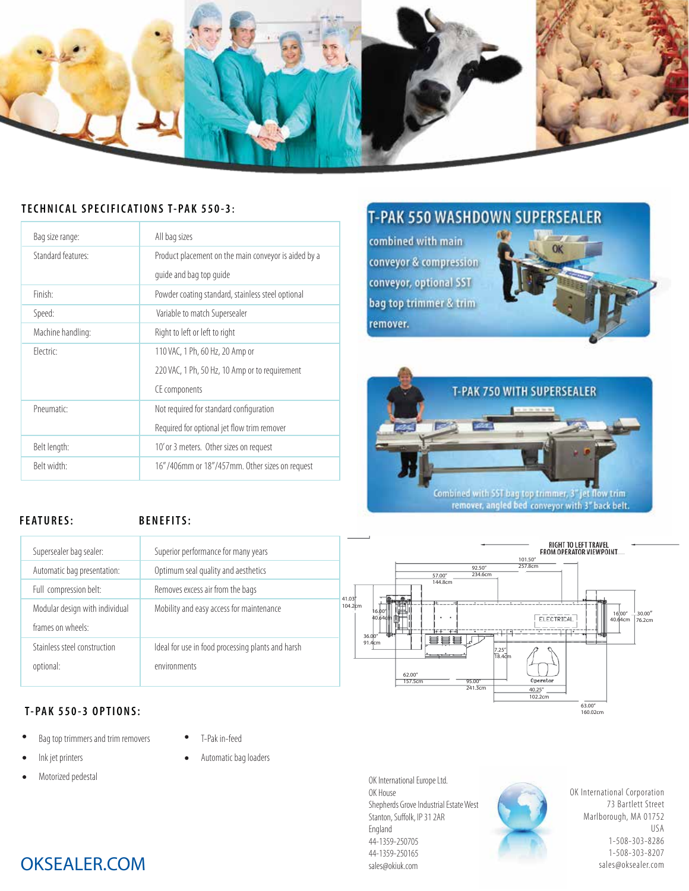## TECHNICAL SPECIFICATIONS T-PAK 550-3:

| | |
|---|---|
| Bag size range: | All bag sizes |
| Standard features: | Product placement on the main conveyor is aided by a guide and bag top guide |
| Finish: | Powder coating standard, stainless steel optional |
| Speed: | Variable to match Supersealer |
| Machine handling: | Right to left or left to right |
| Electric: | 110 VAC, 1 Ph, 60 Hz, 20 Amp or 220 VAC, 1 Ph, 50 Hz, 10 Amp or to requirement CE components |
| Pneumatic: | Not required for standard configuration Required for optional jet flow trim remover |
| Belt length: | 10' or 3 meters. Other sizes on request |
| Belt width: | 16"/406mm or 18"/457mm. Other sizes on request |

T-PAK 550 WASHDOWN SUPERSEALER combined with main conveyor & compression conveyor, optional SST bag top trimmer & trim remover.

T-PAK 750 WITH SUPERSEALER

Combined with SST bag top trimmer, 3" jet flow trim remover, angled bed conveyor with 3" back belt.

| FEATURES: | BENEFITS: |
|---|---|
| Supersealer bag sealer: | Superior performance for many years |
| Automatic bag presentation: | Optimum seal quality and aesthetics |
| Full compression belt: | Removes excess air from the bags |
| Modular design with individual frames on wheels: | Mobility and easy access for maintenance |
| Stainless steel construction optional: | Ideal for use in food processing plants and harsh environments |

RIGHT TO LEFT TRAVEL FROM OPERATOR VIEWPOINT

101.50" 257.8cm
92.50" 234.6cm
57.00" 144.8cm
41.03" 104.2cm
16.00" 40.64cm
36.00" 91.4cm
ELECTRICAL
16.00" 40.64cm
30.00" 76.2cm
7.25" 18.4cm
Operator
62.00" 157.5cm
95.00" 241.3cm
40.25" 102.2cm
63.00" 160.02cm

## T-PAK 550-3 OPTIONS:

- Bag top trimmers and trim removers
- Ink jet printers
- Motorized pedestal
- T-Pak in-feed
- Automatic bag loaders

OK International Europe Ltd.
OK House
Shepherds Grove Industrial Estate West
Stanton, Suffolk, IP 31 2AR
England
44-1359-250705
44-1359-250165
sales@okiuk.com

OK International Corporation
73 Bartlett Street
Marlborough, MA 01752
USA
1-508-303-8286
1-508-303-8207
sales@oksealer.com

OKSEALER.COM